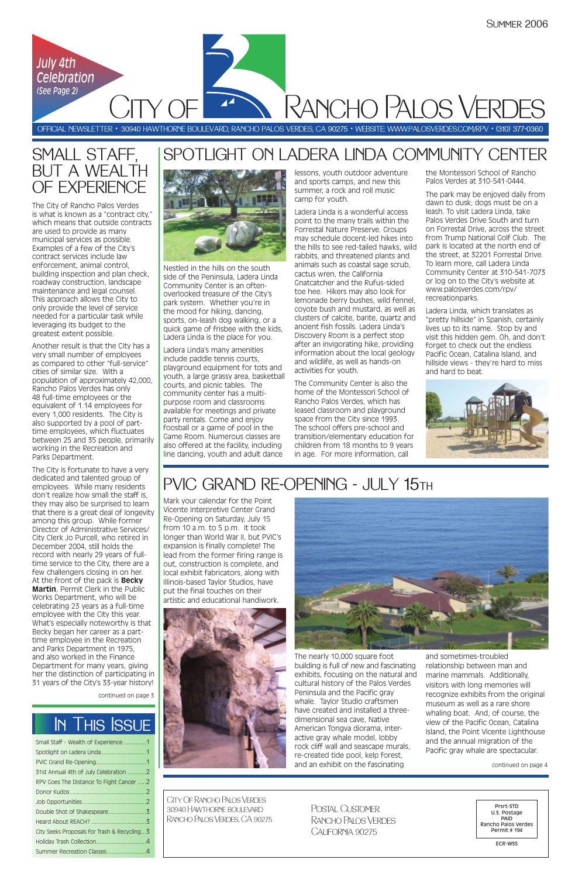Summer 2006

*July 4th Celebration (See Page 2)*

# City of Rancho Palos Verdes

OFFICIAL NEWSLETTER • 30940 HAWTHORNE BOULEVARD, RANCHO PALOS VERDES, CA 90275 • WEBSITE: WWW.PALOSVERDES.COM/RPV • (310) 377-0360

## Small Staff, But a Wealth of Experience

The City of Rancho Palos Verdes is what is known as a "contract city," which means that outside contracts are used to provide as many municipal services as possible. Examples of a few of the City's contract services include law enforcement, animal control, building inspection and plan check, roadway construction, landscape maintenance and legal counsel. This approach allows the City to only provide the level of service needed for a particular task while leveraging its budget to the greatest extent possible.

Another result is that the City has a very small number of employees as compared to other "full-service" cities of similar size. With a population of approximately 42,000, Rancho Palos Verdes has only 48 full-time employees or the equivalent of 1.14 employees for every 1,000 residents. The City is also supported by a pool of part-time employees, which fluctuates between 25 and 35 people, primarily working in the Recreation and Parks Department.

The City is fortunate to have a very dedicated and talented group of employees. While many residents don't realize how small the staff is, they may also be surprised to learn that there is a great deal of longevity among this group. While former Director of Administrative Services/City Clerk Jo Purcell, who retired in December 2004, still holds the record with nearly 29 years of full-time service to the City, there are a few challengers closing in on her. At the front of the pack is **Becky Martin**, Permit Clerk in the Public Works Department, who will be celebrating 23 years as a full-time employee with the City this year. What's especially noteworthy is that Becky began her career as a part-time employee in the Recreation and Parks Department in 1975, and also worked in the Finance Department for many years, giving her the distinction of participating in 31 years of the City's 33-year history!

continued on page 3

## Spotlight on Ladera Linda Community Center

Nestled in the hills on the south side of the Peninsula, Ladera Linda Community Center is an often-overlooked treasure of the City's park system. Whether you're in the mood for hiking, dancing, sports, on-leash dog walking, or a quick game of frisbee with the kids, Ladera Linda is the place for you.

Ladera Linda's many amenities include paddle tennis courts, playground equipment for tots and youth, a large grassy area, basketball courts, and picnic tables. The community center has a multi-purpose room and classrooms available for meetings and private party rentals. Come and enjoy foosball or a game of pool in the Game Room. Numerous classes are also offered at the facility, including line dancing, youth and adult dance lessons, youth outdoor adventure and sports camps, and new this summer, a rock and roll music camp for youth.

Ladera Linda is a wonderful access point to the many trails within the Forrestal Nature Preserve. Groups may schedule docent-led hikes into the hills to see red-tailed hawks, wild rabbits, and threatened plants and animals such as coastal sage scrub, cactus wren, the California Gnatcatcher and the Rufus-sided toe hee. Hikers may also look for lemonade berry bushes, wild fennel, coyote bush and mustard, as well as clusters of calcite, barite, quartz and ancient fish fossils. Ladera Linda's Discovery Room is a perfect stop after an invigorating hike, providing information about the local geology and wildlife, as well as hands-on activities for youth.

The Community Center is also the home of the Montessori School of Rancho Palos Verdes, which has leased classroom and playground space from the City since 1993. The school offers pre-school and transition/elementary education for children from 18 months to 9 years in age. For more information, call the Montessori School of Rancho Palos Verdes at 310-541-0444.

The park may be enjoyed daily from dawn to dusk; dogs must be on a leash. To visit Ladera Linda, take Palos Verdes Drive South and turn on Forrestal Drive, across the street from Trump National Golf Club. The park is located at the north end of the street, at 32201 Forrestal Drive. To learn more, call Ladera Linda Community Center at 310-541-7073 or log on to the City's website at www.palosverdes.com/rpv/recreationparks.

Ladera Linda, which translates as "pretty hillside" in Spanish, certainly lives up to its name. Stop by and visit this hidden gem. Oh, and don't forget to check out the endless Pacific Ocean, Catalina Island, and hillside views - they're hard to miss and hard to beat.

## PVIC Grand Re-Opening - July 15th

Mark your calendar for the Point Vicente Interpretive Center Grand Re-Opening on Saturday, July 15 from 10 a.m. to 5 p.m. It took longer than World War II, but PVIC's expansion is finally complete! The lead from the former firing range is out, construction is complete, and local exhibit fabricators, along with Illinois-based Taylor Studios, have put the final touches on their artistic and educational handiwork.

The nearly 10,000 square foot building is full of new and fascinating exhibits, focusing on the natural and cultural history of the Palos Verdes Peninsula and the Pacific gray whale. Taylor Studio craftsmen have created and installed a three-dimensional sea cave, Native American Tongva diorama, inter-active gray whale model, lobby rock cliff wall and seascape murals, re-created tide pool, kelp forest, and an exhibit on the fascinating and sometimes-troubled relationship between man and marine mammals. Additionally, visitors with long memories will recognize exhibits from the original museum as well as a rare shore whaling boat. And, of course, the view of the Pacific Ocean, Catalina Island, the Point Vicente Lighthouse and the annual migration of the Pacific gray whale are spectacular.

continued on page 4

## In This Issue

- Small Staff - Wealth of Experience .............1
- Spotlight on Ladera Linda .............1
- PVIC Grand Re-Opening .............1
- 31st Annual 4th of July Celebration .............2
- RPV Goes The Distance To Fight Cancer .............2
- Donor Kudos .............2
- Job Opportunities .............2
- Double Shot of Shakespeare .............3
- Heard About REACH? .............3
- City Seeks Proposals for Trash & Recycling .............3
- Holiday Trash Collection .............4
- Summer Recreation Classes .............4

City Of Rancho Palos Verdes
30940 Hawthorne Boulevard
Rancho Palos Verdes, CA 90275

Postal Customer
Rancho Palos Verdes
California 90275

Prsrt-STD
U.S. Postage
PAID
Rancho Palos Verdes
Permit # 194

ECR-WSS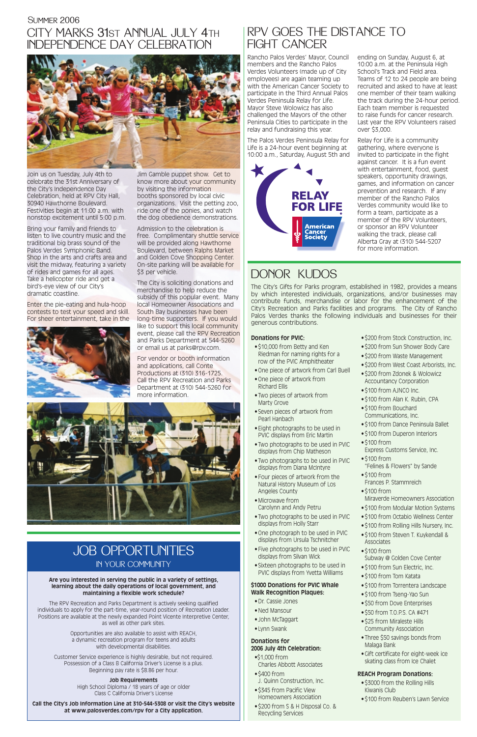Summer 2006

# City Marks 31st Annual July 4th Independence Day Celebration

Join us on Tuesday, July 4th to celebrate the 31st Anniversary of the City's Independence Day Celebration, held at RPV City Hall, 30940 Hawthorne Boulevard. Festivities begin at 11:00 a.m. with nonstop excitement until 5:00 p.m.

Bring your family and friends to listen to live country music and the traditional big brass sound of the Palos Verdes Symphonic Band. Shop in the arts and crafts area and visit the midway, featuring a variety of rides and games for all ages. Take a helicopter ride and get a bird's-eye view of our City's dramatic coastline.

Enter the pie-eating and hula-hoop contests to test your speed and skill. For sheer entertainment, take in the Jim Gamble puppet show. Get to know more about your community by visiting the information booths sponsored by local civic organizations. Visit the petting zoo, ride one of the ponies, and watch the dog obedience demonstrations.

Admission to the celebration is free. Complimentary shuttle service will be provided along Hawthorne Boulevard, between Ralphs Market and Golden Cove Shopping Center. On-site parking will be available for $3 per vehicle.

The City is soliciting donations and merchandise to help reduce the subsidy of this popular event. Many local Homeowner Associations and South Bay businesses have been long-time supporters. If you would like to support this local community event, please call the RPV Recreation and Parks Department at 544-5260 or email us at parks@rpv.com.

For vendor or booth information and applications, call Conte Productions at (310) 316-1725. Call the RPV Recreation and Parks Department at (310) 544-5260 for more information.

# Job Opportunities

## In Your Community

**Are you interested in serving the public in a variety of settings, learning about the daily operations of local government, and maintaining a flexible work schedule?**

The RPV Recreation and Parks Department is actively seeking qualified individuals to apply for the part-time, year-round position of Recreation Leader. Positions are available at the newly expanded Point Vicente Interpretive Center, as well as other park sites.

Opportunities are also available to assist with REACH, a dynamic recreation program for teens and adults with developmental disabilities.

Customer Service experience is highly desirable, but not required. Possession of a Class B California Driver's License is a plus. Beginning pay rate is $8.86 per hour.

**Job Requirements**
High School Diploma / 18 years of age or older
Class C California Driver's License

**Call the City's Job Information Line at 310-544-5308 or visit the City's website at www.palosverdes.com/rpv for a City application.**

# RPV Goes the Distance to Fight Cancer

Rancho Palos Verdes' Mayor, Council members and the Rancho Palos Verdes Volunteers (made up of City employees) are again teaming up with the American Cancer Society to participate in the Third Annual Palos Verdes Peninsula Relay for Life. Mayor Steve Wolowicz has also challenged the Mayors of the other Peninsula Cities to participate in the relay and fundraising this year.

The Palos Verdes Peninsula Relay for Life is a 24-hour event beginning at 10:00 a.m., Saturday, August 5th and ending on Sunday, August 6, at 10:00 a.m. at the Peninsula High School's Track and Field area. Teams of 12 to 24 people are being recruited and asked to have at least one member of their team walking the track during the 24-hour period. Each team member is requested to raise funds for cancer research. Last year the RPV Volunteers raised over $3,000.

Relay for Life is a community gathering, where everyone is invited to participate in the fight against cancer. It is a fun event with entertainment, food, guest speakers, opportunity drawings, games, and information on cancer prevention and research. If any member of the Rancho Palos Verdes community would like to form a team, participate as a member of the RPV Volunteers, or sponsor an RPV Volunteer walking the track, please call Alberta Gray at (310) 544-5207 for more information.

# Donor Kudos

The City's Gifts for Parks program, established in 1982, provides a means by which interested individuals, organizations, and/or businesses may contribute funds, merchandise or labor for the enhancement of the City's Recreation and Parks facilities and programs. The City of Rancho Palos Verdes thanks the following individuals and businesses for their generous contributions.

**Donations for PVIC:**

- $10,000 from Betty and Ken Riedman for naming rights for a row of the PVIC Amphitheater
- One piece of artwork from Carl Buell
- One piece of artwork from Richard Ellis
- Two pieces of artwork from Marty Grove
- Seven pieces of artwork from Pearl Hanbach
- Eight photographs to be used in PVIC displays from Eric Martin
- Two photographs to be used in PVIC displays from Chip Matheson
- Two photographs to be used in PVIC displays from Diana McIntyre
- Four pieces of artwork from the Natural History Museum of Los Angeles County
- Microwave from Carolynn and Andy Petru
- Two photographs to be used in PVIC displays from Holly Starr
- One photograph to be used in PVIC displays from Ursula Tschnitcher
- Five photographs to be used in PVIC displays from Silvan Wick
- Sixteen photographs to be used in PVIC displays from Yvetta Williams

**$1000 Donations for PVIC Whale Walk Recognition Plaques:**

- Dr. Cassie Jones
- Ned Mansour
- John McTaggart
- Lynn Swank

**Donations for 2006 July 4th Celebration:**

- $1,000 from Charles Abbott Associates
- $400 from J. Quinn Construction, Inc.
- $345 from Pacific View Homeowners Association
- $200 from S & H Disposal Co. & Recycling Services
- $200 from Stock Construction, Inc.
- $200 from Sun Shower Body Care
- $200 from Waste Management
- $200 from West Coast Arborists, Inc.
- $200 from Zdonek & Wolowicz Accountancy Corporation
- $100 from AJNCO Inc.
- $100 from Alan K. Rubin, CPA
- $100 from Bouchard Communications, Inc.
- $100 from Dance Peninsula Ballet
- $100 from Duperon Interiors
- $100 from Express Customs Service, Inc.
- $100 from "Felines & Flowers" by Sande
- $100 from Frances P. Stammreich
- $100 from Miraverde Homeowners Association
- $100 from Modular Motion Systems
- $100 from Octabio Wellness Center
- $100 from Rolling Hills Nursery, Inc.
- $100 from Steven T. Kuykendall & Associates
- $100 from Subway @ Golden Cove Center
- $100 from Sun Electric, Inc.
- $100 from Tom Katata
- $100 from Torrentera Landscape
- $100 from Tseng-Yao Sun
- $50 from Dove Enterprises
- $50 from T.O.P.S. CA #471
- $25 from Miraleste Hills Community Association
- Three $50 savings bonds from Malaga Bank
- Gift certificate for eight-week ice skating class from Ice Chalet

**REACH Program Donations:**

- $3000 from the Rolling Hills Kiwanis Club
- $100 from Reuben's Lawn Service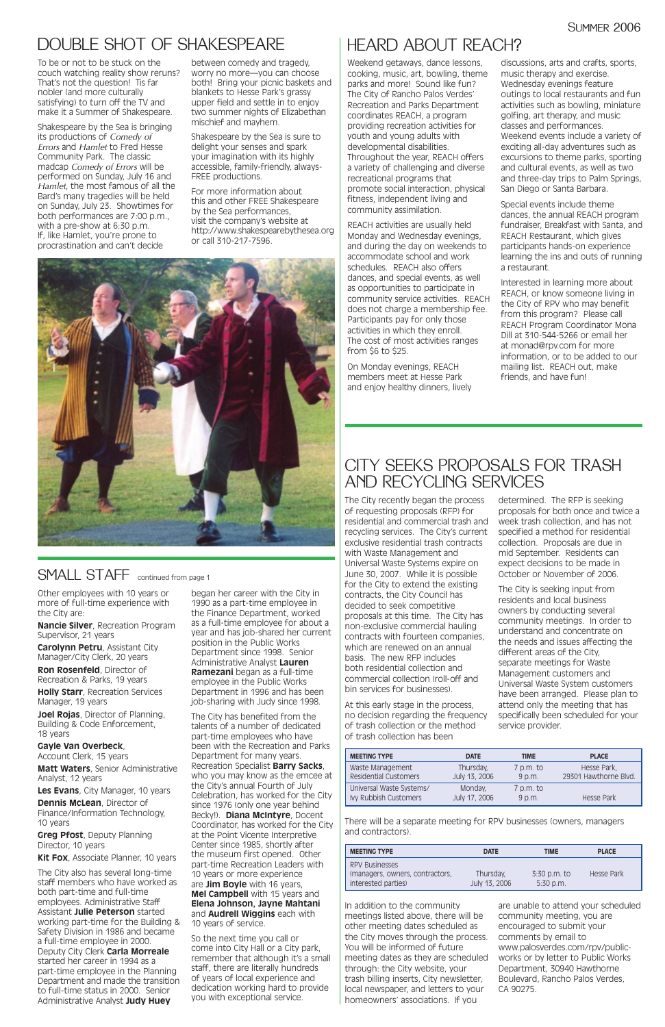## Double Shot of Shakespeare

To be or not to be stuck on the couch watching reality show reruns? That's not the question! Tis far nobler (and more culturally satisfying) to turn off the TV and make it a Summer of Shakespeare.

Shakespeare by the Sea is bringing its productions of *Comedy of Errors* and *Hamlet* to Fred Hesse Community Park. The classic madcap *Comedy of Errors* will be performed on Sunday, July 16 and *Hamlet*, the most famous of all the Bard's many tragedies will be held on Sunday, July 23. Showtimes for both performances are 7:00 p.m., with a pre-show at 6:30 p.m. If, like Hamlet, you're prone to procrastination and can't decide between comedy and tragedy, worry no more—you can choose both! Bring your picnic baskets and blankets to Hesse Park's grassy upper field and settle in to enjoy two summer nights of Elizabethan mischief and mayhem.

Shakespeare by the Sea is sure to delight your senses and spark your imagination with its highly accessible, family-friendly, always-FREE productions.

For more information about this and other FREE Shakespeare by the Sea performances, visit the company's website at http://www.shakespearebythesea.org or call 310-217-7596.

## Small Staff continued from page 1

Other employees with 10 years or more of full-time experience with the City are:

**Nancie Silver**, Recreation Program Supervisor, 21 years

**Carolynn Petru**, Assistant City Manager/City Clerk, 20 years

**Ron Rosenfeld**, Director of Recreation & Parks, 19 years

**Holly Starr**, Recreation Services Manager, 19 years

**Joel Rojas**, Director of Planning, Building & Code Enforcement, 18 years

**Gayle Van Overbeck**, Account Clerk, 15 years

**Matt Waters**, Senior Administrative Analyst, 12 years

**Les Evans**, City Manager, 10 years

**Dennis McLean**, Director of Finance/Information Technology, 10 years

**Greg Pfost**, Deputy Planning Director, 10 years

**Kit Fox**, Associate Planner, 10 years

The City also has several long-time staff members who have worked as both part-time and full-time employees. Administrative Staff Assistant **Julie Peterson** started working part-time for the Building & Safety Division in 1986 and became a full-time employee in 2000. Deputy City Clerk **Carla Morreale** started her career in 1994 as a part-time employee in the Planning Department and made the transition to full-time status in 2000. Senior Administrative Analyst **Judy Huey** began her career with the City in 1990 as a part-time employee in the Finance Department, worked as a full-time employee for about a year and has job-shared her current position in the Public Works Department since 1998. Senior Administrative Analyst **Lauren Ramezani** began as a full-time employee in the Public Works Department in 1996 and has been job-sharing with Judy since 1998.

The City has benefited from the talents of a number of dedicated part-time employees who have been with the Recreation and Parks Department for many years. Recreation Specialist **Barry Sacks**, who you may know as the emcee at the City's annual Fourth of July Celebration, has worked for the City since 1976 (only one year behind Becky!). **Diana McIntyre**, Docent Coordinator, has worked for the City at the Point Vicente Interpretive Center since 1985, shortly after the museum first opened. Other part-time Recreation Leaders with 10 years or more experience are **Jim Boyle** with 16 years, **Mel Campbell** with 15 years and **Elena Johnson, Jayne Mahtani** and **Audrell Wiggins** each with 10 years of service.

So the next time you call or come into City Hall or a City park, remember that although it's a small staff, there are literally hundreds of years of local experience and dedication working hard to provide you with exceptional service.

## Heard About REACH?

Weekend getaways, dance lessons, cooking, music, art, bowling, theme parks and more! Sound like fun? The City of Rancho Palos Verdes' Recreation and Parks Department coordinates REACH, a program providing recreation activities for youth and young adults with developmental disabilities. Throughout the year, REACH offers a variety of challenging and diverse recreational programs that promote social interaction, physical fitness, independent living and community assimilation.

REACH activities are usually held Monday and Wednesday evenings, and during the day on weekends to accommodate school and work schedules. REACH also offers dances, and special events, as well as opportunities to participate in community service activities. REACH does not charge a membership fee. Participants pay for only those activities in which they enroll. The cost of most activities ranges from $6 to $25.

On Monday evenings, REACH members meet at Hesse Park and enjoy healthy dinners, lively discussions, arts and crafts, sports, music therapy and exercise. Wednesday evenings feature outings to local restaurants and fun activities such as bowling, miniature golfing, art therapy, and music classes and performances. Weekend events include a variety of exciting all-day adventures such as excursions to theme parks, sporting and cultural events, as well as two and three-day trips to Palm Springs, San Diego or Santa Barbara.

Special events include theme dances, the annual REACH program fundraiser, Breakfast with Santa, and REACH Restaurant, which gives participants hands-on experience learning the ins and outs of running a restaurant.

Interested in learning more about REACH, or know someone living in the City of RPV who may benefit from this program? Please call REACH Program Coordinator Mona Dill at 310-544-5266 or email her at monad@rpv.com for more information, or to be added to our mailing list. REACH out, make friends, and have fun!

## City Seeks Proposals for Trash and Recycling Services

The City recently began the process of requesting proposals (RFP) for residential and commercial trash and recycling services. The City's current exclusive residential trash contracts with Waste Management and Universal Waste Systems expire on June 30, 2007. While it is possible for the City to extend the existing contracts, the City Council has decided to seek competitive proposals at this time. The City has non-exclusive commercial hauling contracts with fourteen companies, which are renewed on an annual basis. The new RFP includes both residential collection and commercial collection (roll-off and bin services for businesses).

At this early stage in the process, no decision regarding the frequency of trash collection or the method of trash collection has been determined. The RFP is seeking proposals for both once and twice a week trash collection, and has not specified a method for residential collection. Proposals are due in mid September. Residents can expect decisions to be made in October or November of 2006.

The City is seeking input from residents and local business owners by conducting several community meetings. In order to understand and concentrate on the needs and issues affecting the different areas of the City, separate meetings for Waste Management customers and Universal Waste System customers have been arranged. Please plan to attend only the meeting that has specifically been scheduled for your service provider.

| MEETING TYPE | DATE | TIME | PLACE |
|---|---|---|---|
| Waste Management Residential Customers | Thursday, July 13, 2006 | 7 p.m. to 9 p.m. | Hesse Park, 29301 Hawthorne Blvd. |
| Universal Waste Systems/ Ivy Rubbish Customers | Monday, July 17, 2006 | 7 p.m. to 9 p.m. | Hesse Park |

There will be a separate meeting for RPV businesses (owners, managers and contractors).

| MEETING TYPE | DATE | TIME | PLACE |
|---|---|---|---|
| RPV Businesses (managers, owners, contractors, interested parties) | Thursday, July 13, 2006 | 3:30 p.m. to 5:30 p.m. | Hesse Park |

In addition to the community meetings listed above, there will be other meeting dates scheduled as the City moves through the process. You will be informed of future meeting dates as they are scheduled through: the City website, your trash billing inserts, City newsletter, local newspaper, and letters to your homeowners' associations. If you are unable to attend your scheduled community meeting, you are encouraged to submit your comments by email to www.palosverdes.com/rpv/public-works or by letter to Public Works Department, 30940 Hawthorne Boulevard, Rancho Palos Verdes, CA 90275.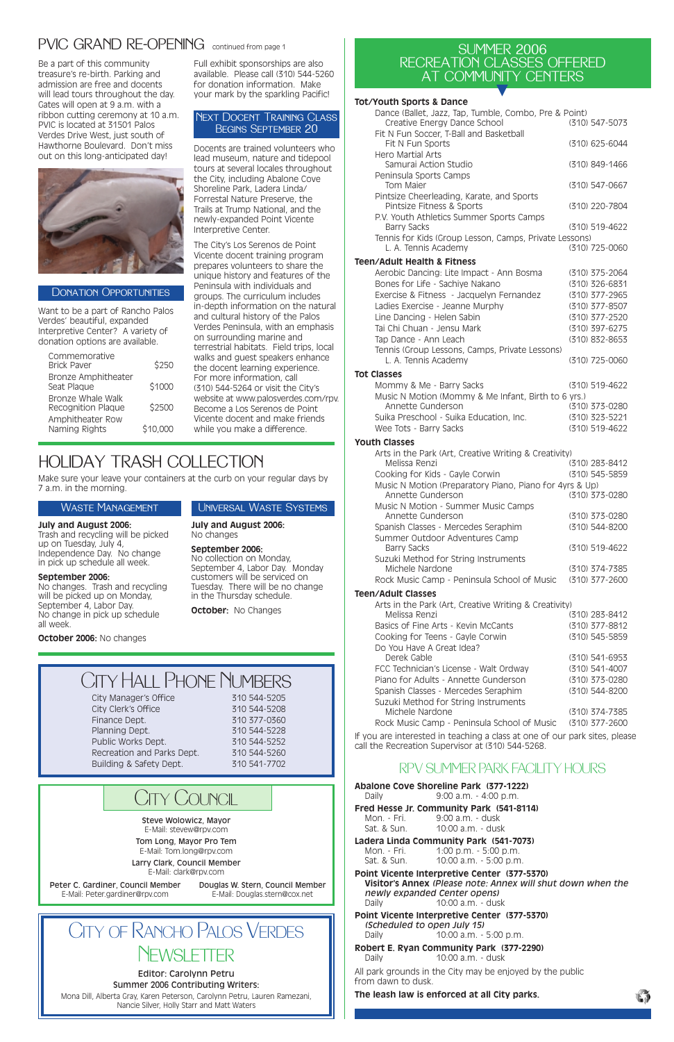## PVIC GRAND RE-OPENING continued from page 1

Be a part of this community treasure's re-birth. Parking and admission are free and docents will lead tours throughout the day. Gates will open at 9 a.m. with a ribbon cutting ceremony at 10 a.m. PVIC is located at 31501 Palos Verdes Drive West, just south of Hawthorne Boulevard. Don't miss out on this long-anticipated day!

### Donation Opportunities

Want to be a part of Rancho Palos Verdes' beautiful, expanded Interpretive Center? A variety of donation options are available.

| | |
|---|---|
| Commemorative Brick Paver | $250 |
| Bronze Amphitheater Seat Plaque | $1000 |
| Bronze Whale Walk Recognition Plaque | $2500 |
| Amphitheater Row Naming Rights | $10,000 |

Full exhibit sponsorships are also available. Please call (310) 544-5260 for donation information. Make your mark by the sparkling Pacific!

### Next Docent Training Class Begins September 20

Docents are trained volunteers who lead museum, nature and tidepool tours at several locales throughout the City, including Abalone Cove Shoreline Park, Ladera Linda/Forrestal Nature Preserve, the Trails at Trump National, and the newly-expanded Point Vicente Interpretive Center.

The City's Los Serenos de Point Vicente docent training program prepares volunteers to share the unique history and features of the Peninsula with individuals and groups. The curriculum includes in-depth information on the natural and cultural history of the Palos Verdes Peninsula, with an emphasis on surrounding marine and terrestrial habitats. Field trips, local walks and guest speakers enhance the docent learning experience. For more information, call (310) 544-5264 or visit the City's website at www.palosverdes.com/rpv. Become a Los Serenos de Point Vicente docent and make friends while you make a difference.

## HOLIDAY TRASH COLLECTION

Make sure your leave your containers at the curb on your regular days by 7 a.m. in the morning.

### Waste Management

**July and August 2006:**
Trash and recycling will be picked up on Tuesday, July 4, Independence Day. No change in pick up schedule all week.

**September 2006:**
No changes. Trash and recycling will be picked up on Monday, September 4, Labor Day. No change in pick up schedule all week.

**October 2006:** No changes

### Universal Waste Systems

**July and August 2006:**
No changes

**September 2006:**
No collection on Monday, September 4, Labor Day. Monday customers will be serviced on Tuesday. There will be no change in the Thursday schedule.

**October:** No Changes

## City Hall Phone Numbers

| | |
|---|---|
| City Manager's Office | 310 544-5205 |
| City Clerk's Office | 310 544-5208 |
| Finance Dept. | 310 377-0360 |
| Planning Dept. | 310 544-5228 |
| Public Works Dept. | 310 544-5252 |
| Recreation and Parks Dept. | 310 544-5260 |
| Building & Safety Dept. | 310 541-7702 |

## City Council

**Steve Wolowicz, Mayor**
E-Mail: stevew@rpv.com

**Tom Long, Mayor Pro Tem**
E-Mail: Tom.long@rpv.com

**Larry Clark, Council Member**
E-Mail: clark@rpv.com

**Peter C. Gardiner, Council Member**
E-Mail: Peter.gardiner@rpv.com

**Douglas W. Stern, Council Member**
E-Mail: Douglas.stern@cox.net

## City of Rancho Palos Verdes Newsletter

**Editor: Carolynn Petru**

**Summer 2006 Contributing Writers:**
Mona Dill, Alberta Gray, Karen Peterson, Carolynn Petru, Lauren Ramezani, Nancie Silver, Holly Starr and Matt Waters

## SUMMER 2006 RECREATION CLASSES OFFERED AT COMMUNITY CENTERS

### Tot/Youth Sports & Dance

| | |
|---|---|
| Dance (Ballet, Jazz, Tap, Tumble, Combo, Pre & Point) Creative Energy Dance School | (310) 547-5073 |
| Fit N Fun Soccer, T-Ball and Basketball Fit N Fun Sports | (310) 625-6044 |
| Hero Martial Arts Samurai Action Studio | (310) 849-1466 |
| Peninsula Sports Camps Tom Maier | (310) 547-0667 |
| Pintsize Cheerleading, Karate, and Sports Pintsize Fitness & Sports | (310) 220-7804 |
| P.V. Youth Athletics Summer Sports Camps Barry Sacks | (310) 519-4622 |
| Tennis for Kids (Group Lesson, Camps, Private Lessons) L. A. Tennis Academy | (310) 725-0060 |

### Teen/Adult Health & Fitness

| | |
|---|---|
| Aerobic Dancing: Lite Impact - Ann Bosma | (310) 375-2064 |
| Bones for Life - Sachiye Nakano | (310) 326-6831 |
| Exercise & Fitness - Jacquelyn Fernandez | (310) 377-2965 |
| Ladies Exercise - Jeanne Murphy | (310) 377-8507 |
| Line Dancing - Helen Sabin | (310) 377-2520 |
| Tai Chi Chuan - Jensu Mark | (310) 397-6275 |
| Tap Dance - Ann Leach | (310) 832-8653 |
| Tennis (Group Lessons, Camps, Private Lessons) L. A. Tennis Academy | (310) 725-0060 |

### Tot Classes

| | |
|---|---|
| Mommy & Me - Barry Sacks | (310) 519-4622 |
| Music N Motion (Mommy & Me Infant, Birth to 6 yrs.) Annette Gunderson | (310) 373-0280 |
| Suika Preschool - Suika Education, Inc. | (310) 323-5221 |
| Wee Tots - Barry Sacks | (310) 519-4622 |

### Youth Classes

| | |
|---|---|
| Arts in the Park (Art, Creative Writing & Creativity) Melissa Renzi | (310) 283-8412 |
| Cooking for Kids - Gayle Corwin | (310) 545-5859 |
| Music N Motion (Preparatory Piano, Piano for 4yrs & Up) Annette Gunderson | (310) 373-0280 |
| Music N Motion - Summer Music Camps Annette Gunderson | (310) 373-0280 |
| Spanish Classes - Mercedes Seraphim | (310) 544-8200 |
| Summer Outdoor Adventures Camp Barry Sacks | (310) 519-4622 |
| Suzuki Method for String Instruments Michele Nardone | (310) 374-7385 |
| Rock Music Camp - Peninsula School of Music | (310) 377-2600 |

### Teen/Adult Classes

| | |
|---|---|
| Arts in the Park (Art, Creative Writing & Creativity) Melissa Renzi | (310) 283-8412 |
| Basics of Fine Arts - Kevin McCants | (310) 377-8812 |
| Cooking for Teens - Gayle Corwin | (310) 545-5859 |
| Do You Have A Great Idea? Derek Gable | (310) 541-6953 |
| FCC Technician's License - Walt Ordway | (310) 541-4007 |
| Piano for Adults - Annette Gunderson | (310) 373-0280 |
| Spanish Classes - Mercedes Seraphim | (310) 544-8200 |
| Suzuki Method for String Instruments Michele Nardone | (310) 374-7385 |
| Rock Music Camp - Peninsula School of Music | (310) 377-2600 |

If you are interested in teaching a class at one of our park sites, please call the Recreation Supervisor at (310) 544-5268.

## RPV SUMMER PARK FACILITY HOURS

**Abalone Cove Shoreline Park (377-1222)**
Daily 9:00 a.m. - 4:00 p.m.

**Fred Hesse Jr. Community Park (541-8114)**
Mon. - Fri. 9:00 a.m. - dusk
Sat. & Sun. 10:00 a.m. - dusk

**Ladera Linda Community Park (541-7073)**
Mon. - Fri. 1:00 p.m. - 5:00 p.m.
Sat. & Sun. 10:00 a.m. - 5:00 p.m.

**Point Vicente Interpretive Center (377-5370)**
**Visitor's Annex** *(Please note: Annex will shut down when the newly expanded Center opens)*
Daily 10:00 a.m. - dusk

**Point Vicente Interpretive Center (377-5370)**
*(Scheduled to open July 15)*
Daily 10:00 a.m. - 5:00 p.m.

**Robert E. Ryan Community Park (377-2290)**
Daily 10:00 a.m. - dusk

All park grounds in the City may be enjoyed by the public from dawn to dusk.

**The leash law is enforced at all City parks.**